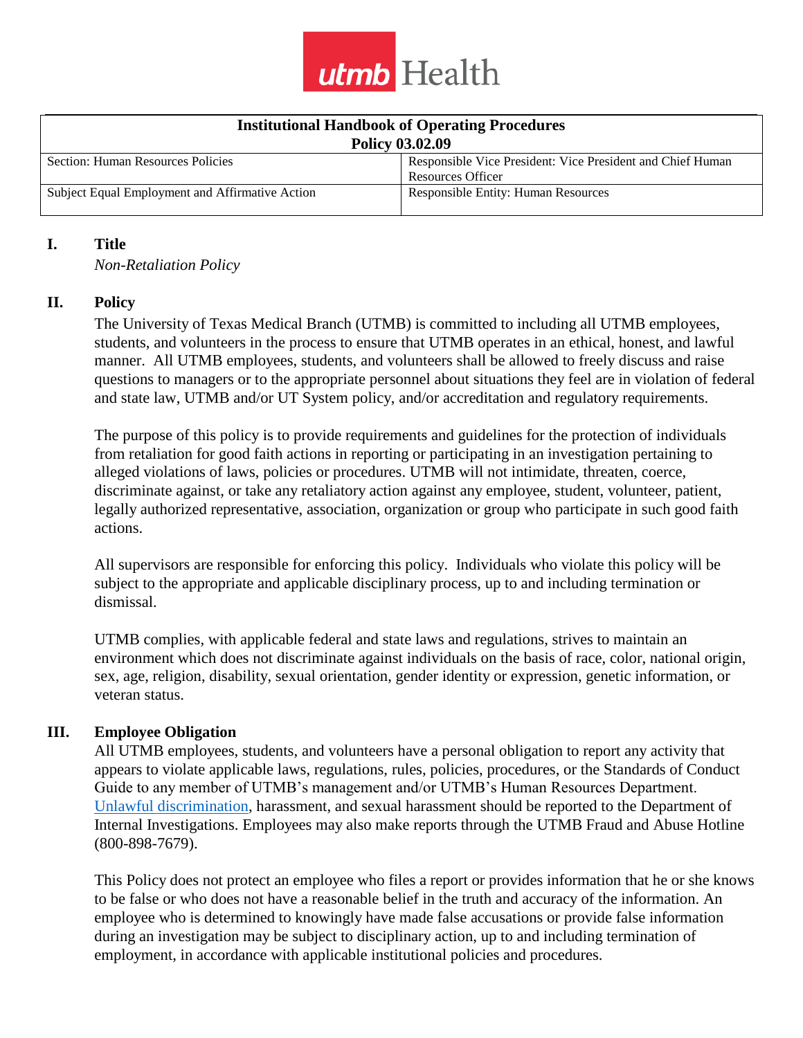| Institutional Handbook of Operating Procedures Policy 03.02.09 | |
|---|---|
| Section: Human Resources Policies | Responsible Vice President: Vice President and Chief Human Resources Officer |
| Subject Equal Employment and Affirmative Action | Responsible Entity: Human Resources |

## I. Title

*Non-Retaliation Policy*

## II. Policy

The University of Texas Medical Branch (UTMB) is committed to including all UTMB employees, students, and volunteers in the process to ensure that UTMB operates in an ethical, honest, and lawful manner. All UTMB employees, students, and volunteers shall be allowed to freely discuss and raise questions to managers or to the appropriate personnel about situations they feel are in violation of federal and state law, UTMB and/or UT System policy, and/or accreditation and regulatory requirements.

The purpose of this policy is to provide requirements and guidelines for the protection of individuals from retaliation for good faith actions in reporting or participating in an investigation pertaining to alleged violations of laws, policies or procedures. UTMB will not intimidate, threaten, coerce, discriminate against, or take any retaliatory action against any employee, student, volunteer, patient, legally authorized representative, association, organization or group who participate in such good faith actions.

All supervisors are responsible for enforcing this policy. Individuals who violate this policy will be subject to the appropriate and applicable disciplinary process, up to and including termination or dismissal.

UTMB complies, with applicable federal and state laws and regulations, strives to maintain an environment which does not discriminate against individuals on the basis of race, color, national origin, sex, age, religion, disability, sexual orientation, gender identity or expression, genetic information, or veteran status.

## III. Employee Obligation

All UTMB employees, students, and volunteers have a personal obligation to report any activity that appears to violate applicable laws, regulations, rules, policies, procedures, or the Standards of Conduct Guide to any member of UTMB's management and/or UTMB's Human Resources Department. Unlawful discrimination, harassment, and sexual harassment should be reported to the Department of Internal Investigations. Employees may also make reports through the UTMB Fraud and Abuse Hotline (800-898-7679).

This Policy does not protect an employee who files a report or provides information that he or she knows to be false or who does not have a reasonable belief in the truth and accuracy of the information. An employee who is determined to knowingly have made false accusations or provide false information during an investigation may be subject to disciplinary action, up to and including termination of employment, in accordance with applicable institutional policies and procedures.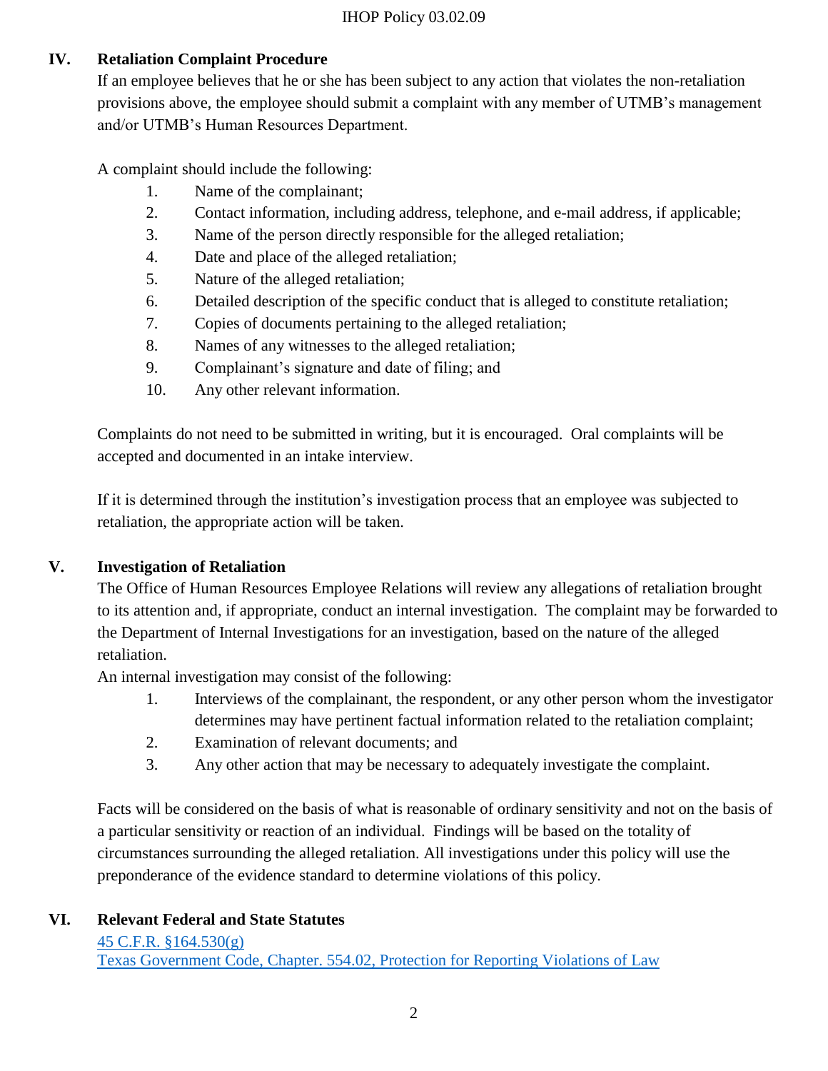## IV. Retaliation Complaint Procedure

If an employee believes that he or she has been subject to any action that violates the non-retaliation provisions above, the employee should submit a complaint with any member of UTMB's management and/or UTMB's Human Resources Department.

A complaint should include the following:

1. Name of the complainant;
2. Contact information, including address, telephone, and e-mail address, if applicable;
3. Name of the person directly responsible for the alleged retaliation;
4. Date and place of the alleged retaliation;
5. Nature of the alleged retaliation;
6. Detailed description of the specific conduct that is alleged to constitute retaliation;
7. Copies of documents pertaining to the alleged retaliation;
8. Names of any witnesses to the alleged retaliation;
9. Complainant's signature and date of filing; and
10. Any other relevant information.

Complaints do not need to be submitted in writing, but it is encouraged. Oral complaints will be accepted and documented in an intake interview.

If it is determined through the institution's investigation process that an employee was subjected to retaliation, the appropriate action will be taken.

## V. Investigation of Retaliation

The Office of Human Resources Employee Relations will review any allegations of retaliation brought to its attention and, if appropriate, conduct an internal investigation. The complaint may be forwarded to the Department of Internal Investigations for an investigation, based on the nature of the alleged retaliation.

An internal investigation may consist of the following:

1. Interviews of the complainant, the respondent, or any other person whom the investigator determines may have pertinent factual information related to the retaliation complaint;
2. Examination of relevant documents; and
3. Any other action that may be necessary to adequately investigate the complaint.

Facts will be considered on the basis of what is reasonable of ordinary sensitivity and not on the basis of a particular sensitivity or reaction of an individual. Findings will be based on the totality of circumstances surrounding the alleged retaliation. All investigations under this policy will use the preponderance of the evidence standard to determine violations of this policy.

## VI. Relevant Federal and State Statutes

45 C.F.R. §164.530(g)

Texas Government Code, Chapter. 554.02, Protection for Reporting Violations of Law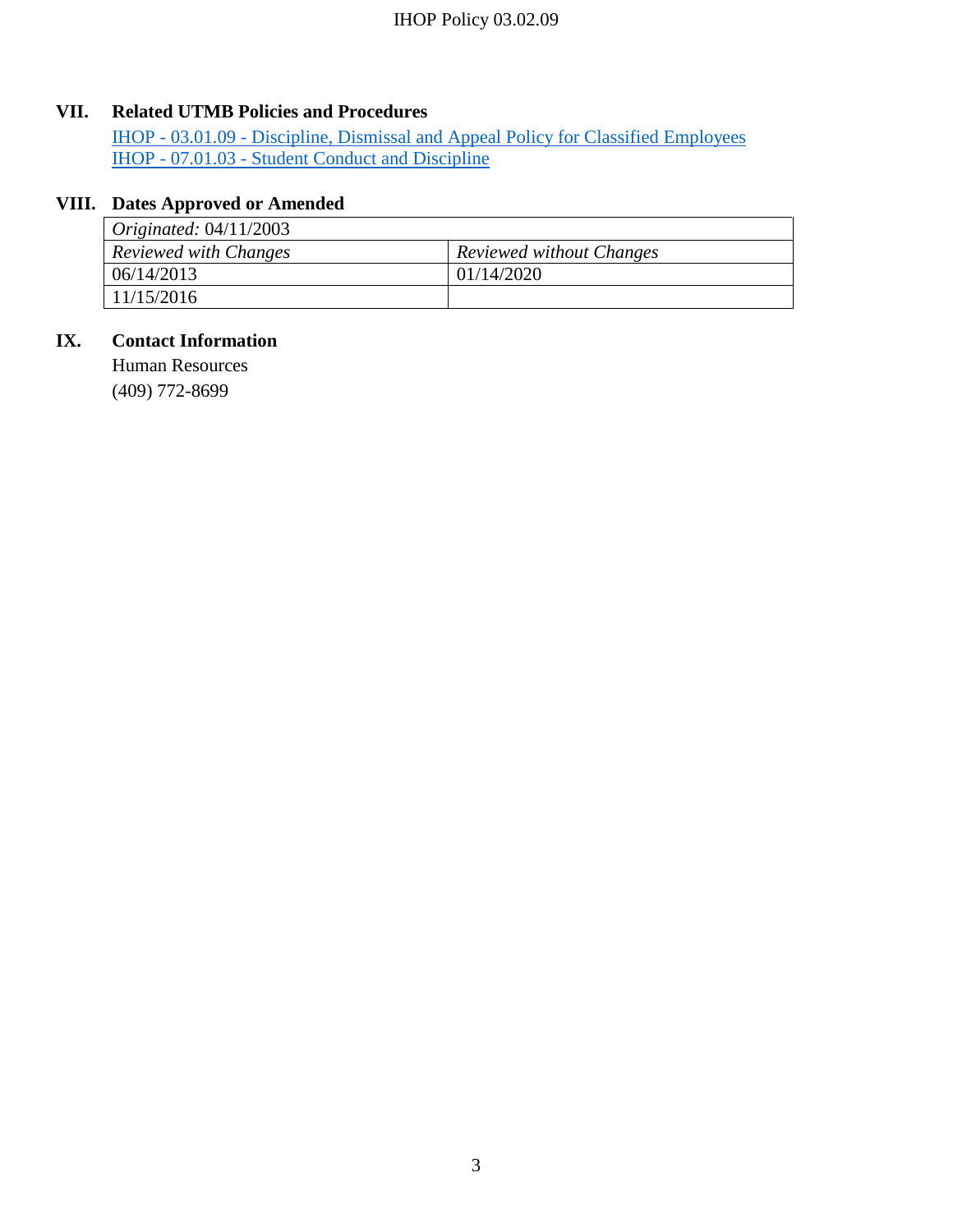## VII. Related UTMB Policies and Procedures

[IHOP - 03.01.09 - Discipline, Dismissal and Appeal Policy for Classified Employees](#)
[IHOP - 07.01.03 - Student Conduct and Discipline](#)

## VIII. Dates Approved or Amended

| *Originated:* 04/11/2003 | |
|---|---|
| *Reviewed with Changes* | *Reviewed without Changes* |
| 06/14/2013 | 01/14/2020 |
| 11/15/2016 | |

## IX. Contact Information

Human Resources
(409) 772-8699